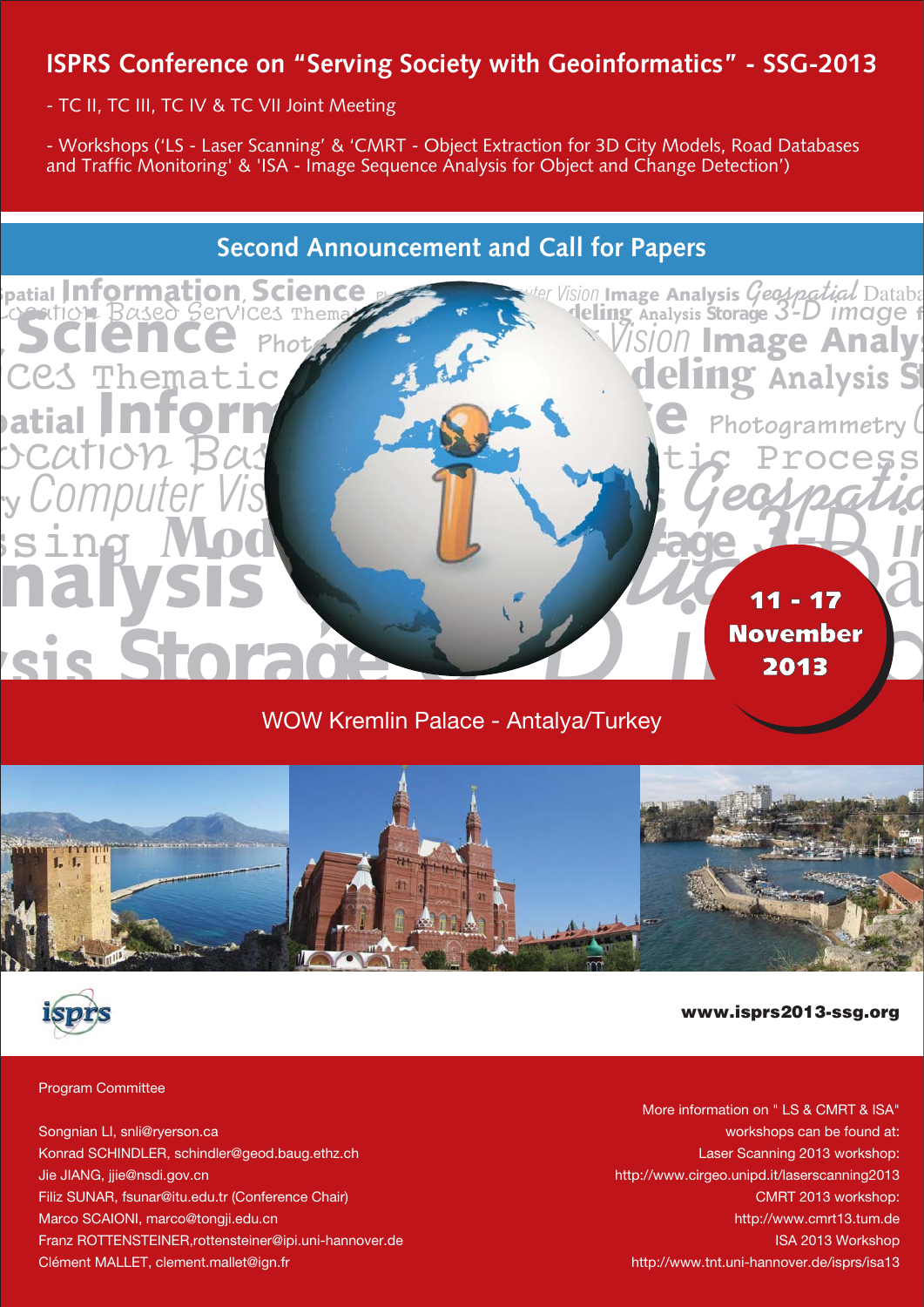# ISPRS Conference on "Serving Society with Geoinformatics" - SSG-2013

- TC II, TC III, TC IV & TC VII Joint Meeting

- Workshops ('LS - Laser Scanning' & 'CMRT - Object Extraction for 3D City Models, Road Databases and Traffic Monitoring' & 'ISA - Image Sequence Analysis for Object and Change Detection')

## Second Announcement and Call for Papers

**11 - 17 November 2013**

WOW Kremlin Palace - Antalya/Turkey

**www.isprs2013-ssg.org**

Program Committee

Songnian LI, snli@ryerson.ca
Konrad SCHINDLER, schindler@geod.baug.ethz.ch
Jie JIANG, jjie@nsdi.gov.cn
Filiz SUNAR, fsunar@itu.edu.tr (Conference Chair)
Marco SCAIONI, marco@tongji.edu.cn
Franz ROTTENSTEINER,rottensteiner@ipi.uni-hannover.de
Clément MALLET, clement.mallet@ign.fr

More information on " LS & CMRT & ISA" workshops can be found at:
Laser Scanning 2013 workshop:
http://www.cirgeo.unipd.it/laserscanning2013
CMRT 2013 workshop:
http://www.cmrt13.tum.de
ISA 2013 Workshop
http://www.tnt.uni-hannover.de/isprs/isa13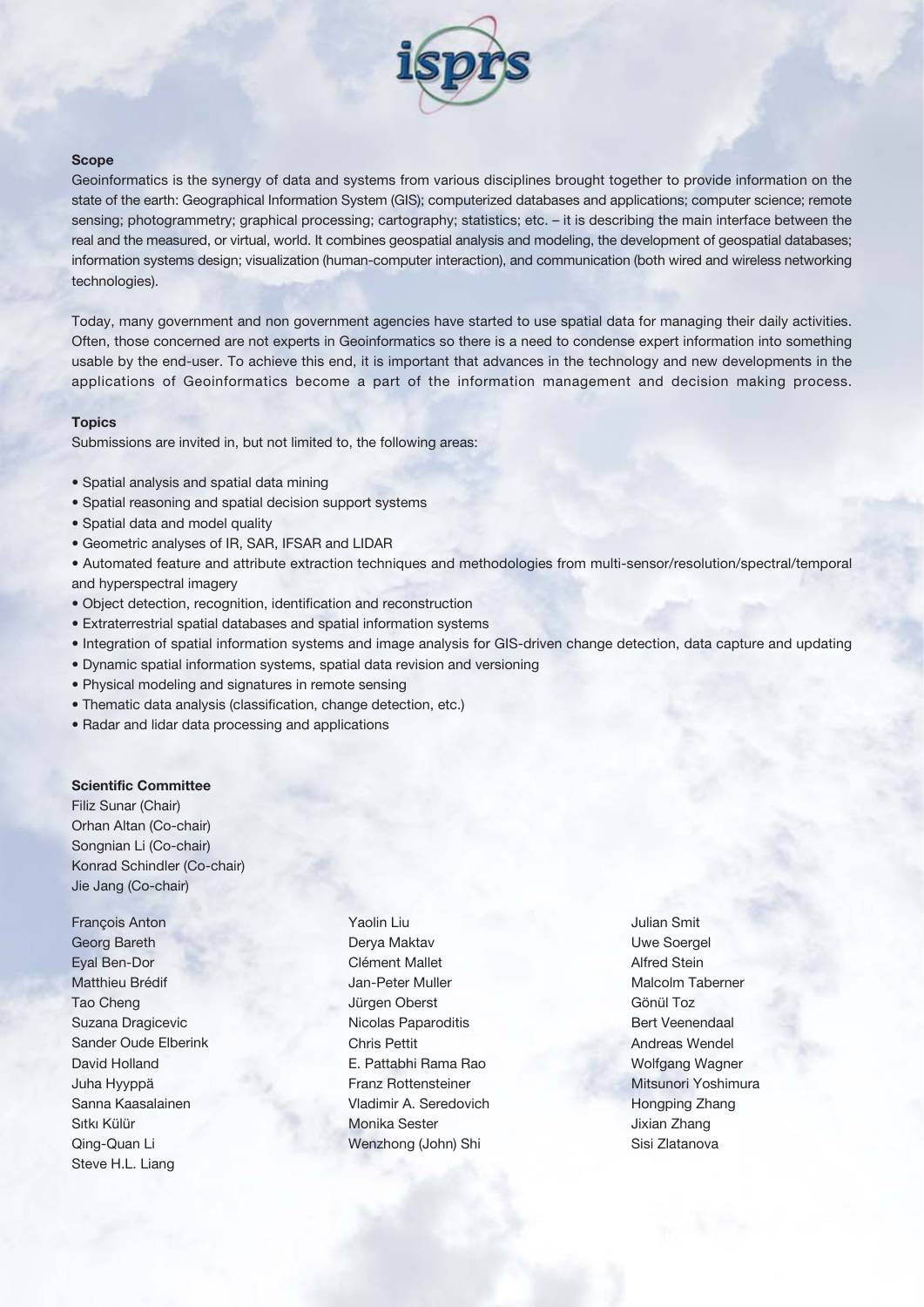## Scope

Geoinformatics is the synergy of data and systems from various disciplines brought together to provide information on the state of the earth: Geographical Information System (GIS); computerized databases and applications; computer science; remote sensing; photogrammetry; graphical processing; cartography; statistics; etc. – it is describing the main interface between the real and the measured, or virtual, world. It combines geospatial analysis and modeling, the development of geospatial databases; information systems design; visualization (human-computer interaction), and communication (both wired and wireless networking technologies).

Today, many government and non government agencies have started to use spatial data for managing their daily activities. Often, those concerned are not experts in Geoinformatics so there is a need to condense expert information into something usable by the end-user. To achieve this end, it is important that advances in the technology and new developments in the applications of Geoinformatics become a part of the information management and decision making process.

## Topics

Submissions are invited in, but not limited to, the following areas:

- Spatial analysis and spatial data mining
- Spatial reasoning and spatial decision support systems
- Spatial data and model quality
- Geometric analyses of IR, SAR, IFSAR and LIDAR
- Automated feature and attribute extraction techniques and methodologies from multi-sensor/resolution/spectral/temporal and hyperspectral imagery
- Object detection, recognition, identification and reconstruction
- Extraterrestrial spatial databases and spatial information systems
- Integration of spatial information systems and image analysis for GIS-driven change detection, data capture and updating
- Dynamic spatial information systems, spatial data revision and versioning
- Physical modeling and signatures in remote sensing
- Thematic data analysis (classification, change detection, etc.)
- Radar and lidar data processing and applications

## Scientific Committee

Filiz Sunar (Chair)
Orhan Altan (Co-chair)
Songnian Li (Co-chair)
Konrad Schindler (Co-chair)
Jie Jang (Co-chair)

François Anton
Georg Bareth
Eyal Ben-Dor
Matthieu Brédif
Tao Cheng
Suzana Dragicevic
Sander Oude Elberink
David Holland
Juha Hyyppä
Sanna Kaasalainen
Sıtkı Külür
Qing-Quan Li
Steve H.L. Liang
Yaolin Liu
Derya Maktav
Clément Mallet
Jan-Peter Muller
Jürgen Oberst
Nicolas Paparoditis
Chris Pettit
E. Pattabhi Rama Rao
Franz Rottensteiner
Vladimir A. Seredovich
Monika Sester
Wenzhong (John) Shi
Julian Smit
Uwe Soergel
Alfred Stein
Malcolm Taberner
Gönül Toz
Bert Veenendaal
Andreas Wendel
Wolfgang Wagner
Mitsunori Yoshimura
Hongping Zhang
Jixian Zhang
Sisi Zlatanova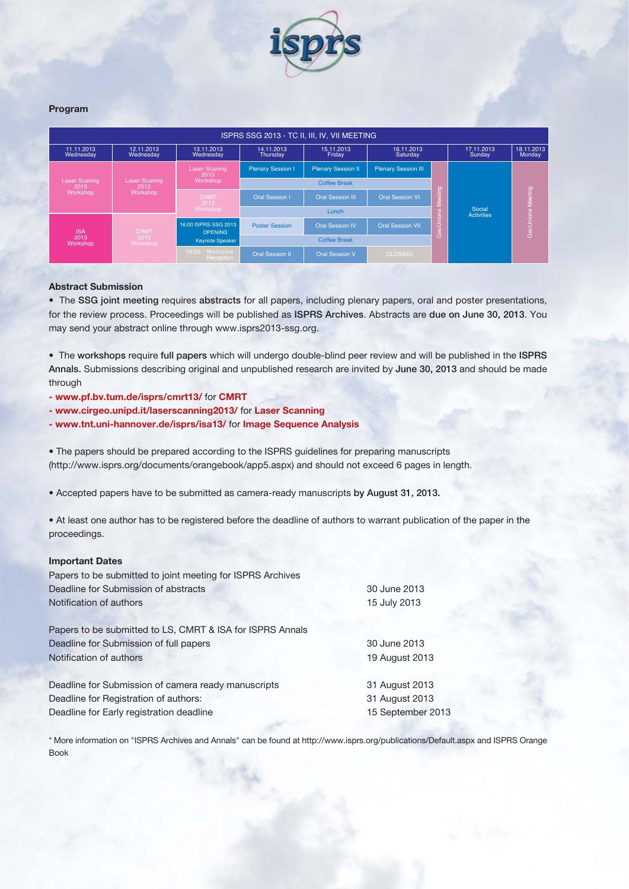## Program

| ISPRS SSG 2013 - TC II, III, IV, VII MEETING | | | | | | | | |
|---|---|---|---|---|---|---|---|---|
| 11.11.2013 Wednesday | 12.11.2013 Wednesday | 13.11.2013 Wednesday | 14.11.2013 Thursday | 15.11.2013 Friday | 16.11.2013 Saturday | | 17.11.2013 Sunday | 18.11.2013 Monday |
| Laser Scaning 2013 Workshop | Laser Scaning 2013 Workshop | Laser Scaning 2013 Workshop | Plenary Session I | Plenary Session II | Plenary Session III | GeoUnions Meeting | Social Activities | GeoUnions Meeting |
| | | | Coffee Break | | | | | |
| | | CRMT 2013 Workshop | Oral Session I | Oral Session III | Oral Session VI | | | |
| | | | Lunch | | | | | |
| ISA 2013 Workshop | CRMT 2013 Workshop | 16:00 ISPRS SSG 2013 OPENING | Poster Session | Oral Session IV | Oral Session VII | | | |
| | | Keynote Speaker | Coffee Break | | | | | |
| | | 19:00 Welcome Reception | Oral Session II | Oral Session V | CLOSING | | | |

## Abstract Submission

- The **SSG joint meeting** requires **abstracts** for all papers, including plenary papers, oral and poster presentations, for the review process. Proceedings will be published as **ISPRS Archives**. Abstracts are **due on June 30, 2013**. You may send your abstract online through www.isprs2013-ssg.org.

- The **workshops** require **full papers** which will undergo double-blind peer review and will be published in the **ISPRS Annals.** Submissions describing original and unpublished research are invited by **June 30, 2013** and should be made through

**- www.pf.bv.tum.de/isprs/cmrt13/** for **CMRT**
**- www.cirgeo.unipd.it/laserscanning2013/** for **Laser Scanning**
**- www.tnt.uni-hannover.de/isprs/isa13/** for **Image Sequence Analysis**

- The papers should be prepared according to the ISPRS guidelines for preparing manuscripts (http://www.isprs.org/documents/orangebook/app5.aspx) and should not exceed 6 pages in length.

- Accepted papers have to be submitted as camera-ready manuscripts **by August 31, 2013.**

- At least one author has to be registered before the deadline of authors to warrant publication of the paper in the proceedings.

## Important Dates

| | |
|---|---|
| Papers to be submitted to joint meeting for ISPRS Archives | |
| Deadline for Submission of abstracts | 30 June 2013 |
| Notification of authors | 15 July 2013 |
| Papers to be submitted to LS, CMRT & ISA for ISPRS Annals | |
| Deadline for Submission of full papers | 30 June 2013 |
| Notification of authors | 19 August 2013 |
| Deadline for Submission of camera ready manuscripts | 31 August 2013 |
| Deadline for Registration of authors: | 31 August 2013 |
| Deadline for Early registration deadline | 15 September 2013 |

* More information on "ISPRS Archives and Annals" can be found at http://www.isprs.org/publications/Default.aspx and ISPRS Orange Book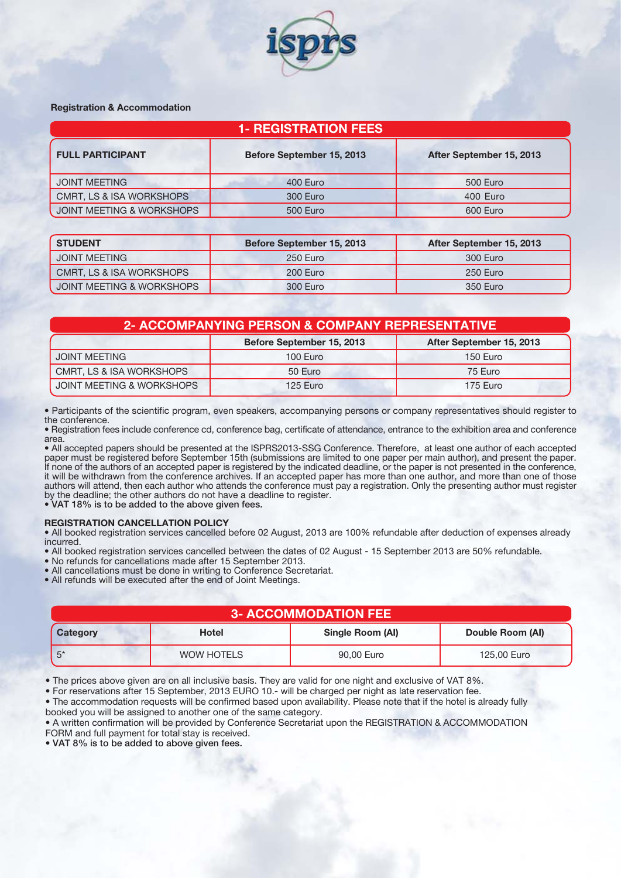isprs

**Registration & Accommodation**

## 1- REGISTRATION FEES

| FULL PARTICIPANT | Before September 15, 2013 | After September 15, 2013 |
|---|---|---|
| JOINT MEETING | 400 Euro | 500 Euro |
| CMRT, LS & ISA WORKSHOPS | 300 Euro | 400 Euro |
| JOINT MEETING & WORKSHOPS | 500 Euro | 600 Euro |

| STUDENT | Before September 15, 2013 | After September 15, 2013 |
|---|---|---|
| JOINT MEETING | 250 Euro | 300 Euro |
| CMRT, LS & ISA WORKSHOPS | 200 Euro | 250 Euro |
| JOINT MEETING & WORKSHOPS | 300 Euro | 350 Euro |

## 2- ACCOMPANYING PERSON & COMPANY REPRESENTATIVE

| | Before September 15, 2013 | After September 15, 2013 |
|---|---|---|
| JOINT MEETING | 100 Euro | 150 Euro |
| CMRT, LS & ISA WORKSHOPS | 50 Euro | 75 Euro |
| JOINT MEETING & WORKSHOPS | 125 Euro | 175 Euro |

- Participants of the scientific program, even speakers, accompanying persons or company representatives should register to the conference.
- Registration fees include conference cd, conference bag, certificate of attendance, entrance to the exhibition area and conference area.
- All accepted papers should be presented at the ISPRS2013-SSG Conference. Therefore, at least one author of each accepted paper must be registered before September 15th (submissions are limited to one paper per main author), and present the paper. If none of the authors of an accepted paper is registered by the indicated deadline, or the paper is not presented in the conference, it will be withdrawn from the conference archives. If an accepted paper has more than one author, and more than one of those authors will attend, then each author who attends the conference must pay a registration. Only the presenting author must register by the deadline; the other authors do not have a deadline to register.
- **VAT 18% is to be added to the above given fees.**

**REGISTRATION CANCELLATION POLICY**

- All booked registration services cancelled before 02 August, 2013 are 100% refundable after deduction of expenses already incurred.
- All booked registration services cancelled between the dates of 02 August - 15 September 2013 are 50% refundable.
- No refunds for cancellations made after 15 September 2013.
- All cancellations must be done in writing to Conference Secretariat.
- All refunds will be executed after the end of Joint Meetings.

## 3- ACCOMMODATION FEE

| Category | Hotel | Single Room (AI) | Double Room (AI) |
|---|---|---|---|
| 5* | WOW HOTELS | 90,00 Euro | 125,00 Euro |

- The prices above given are on all inclusive basis. They are valid for one night and exclusive of VAT 8%.
- For reservations after 15 September, 2013 EURO 10.- will be charged per night as late reservation fee.
- The accommodation requests will be confirmed based upon availability. Please note that if the hotel is already fully booked you will be assigned to another one of the same category.
- A written confirmation will be provided by Conference Secretariat upon the REGISTRATION & ACCOMMODATION FORM and full payment for total stay is received.
- **VAT 8% is to be added to above given fees.**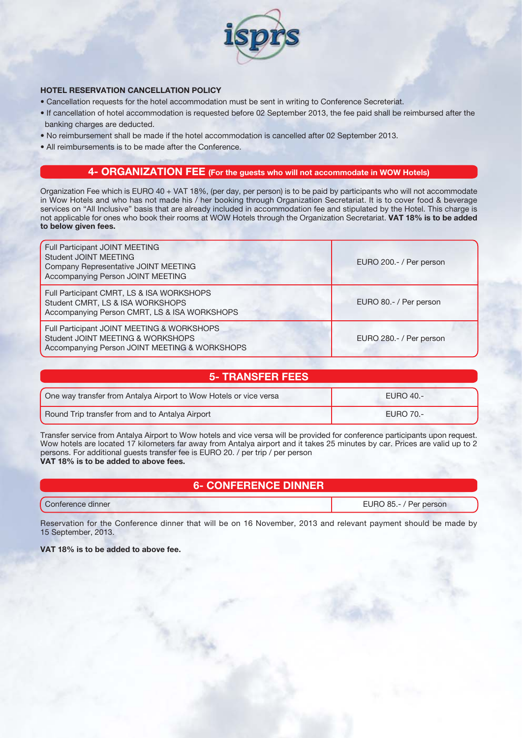### HOTEL RESERVATION CANCELLATION POLICY

- Cancellation requests for the hotel accommodation must be sent in writing to Conference Secreteriat.
- If cancellation of hotel accommodation is requested before 02 September 2013, the fee paid shall be reimbursed after the banking charges are deducted.
- No reimbursement shall be made if the hotel accommodation is cancelled after 02 September 2013.
- All reimbursements is to be made after the Conference.

## 4- ORGANIZATION FEE (For the guests who will not accommodate in WOW Hotels)

Organization Fee which is EURO 40 + VAT 18%, (per day, per person) is to be paid by participants who will not accommodate in Wow Hotels and who has not made his / her booking through Organization Secretariat. It is to cover food & beverage services on "All Inclusive" basis that are already included in accommodation fee and stipulated by the Hotel. This charge is not applicable for ones who book their rooms at WOW Hotels through the Organization Secretariat. **VAT 18% is to be added to below given fees.**

| Category | Fee |
|---|---|
| Full Participant JOINT MEETING<br>Student JOINT MEETING<br>Company Representative JOINT MEETING<br>Accompanying Person JOINT MEETING | EURO 200.- / Per person |
| Full Participant CMRT, LS & ISA WORKSHOPS<br>Student CMRT, LS & ISA WORKSHOPS<br>Accompanying Person CMRT, LS & ISA WORKSHOPS | EURO 80.- / Per person |
| Full Participant JOINT MEETING & WORKSHOPS<br>Student JOINT MEETING & WORKSHOPS<br>Accompanying Person JOINT MEETING & WORKSHOPS | EURO 280.- / Per person |

## 5- TRANSFER FEES

| Transfer | Fee |
|---|---|
| One way transfer from Antalya Airport to Wow Hotels or vice versa | EURO 40.- |
| Round Trip transfer from and to Antalya Airport | EURO 70.- |

Transfer service from Antalya Airport to Wow hotels and vice versa will be provided for conference participants upon request. Wow hotels are located 17 kilometers far away from Antalya airport and it takes 25 minutes by car. Prices are valid up to 2 persons. For additional guests transfer fee is EURO 20. / per trip / per person
**VAT 18% is to be added to above fees.**

## 6- CONFERENCE DINNER

| Item | Fee |
|---|---|
| Conference dinner | EURO 85.- / Per person |

Reservation for the Conference dinner that will be on 16 November, 2013 and relevant payment should be made by 15 September, 2013.

**VAT 18% is to be added to above fee.**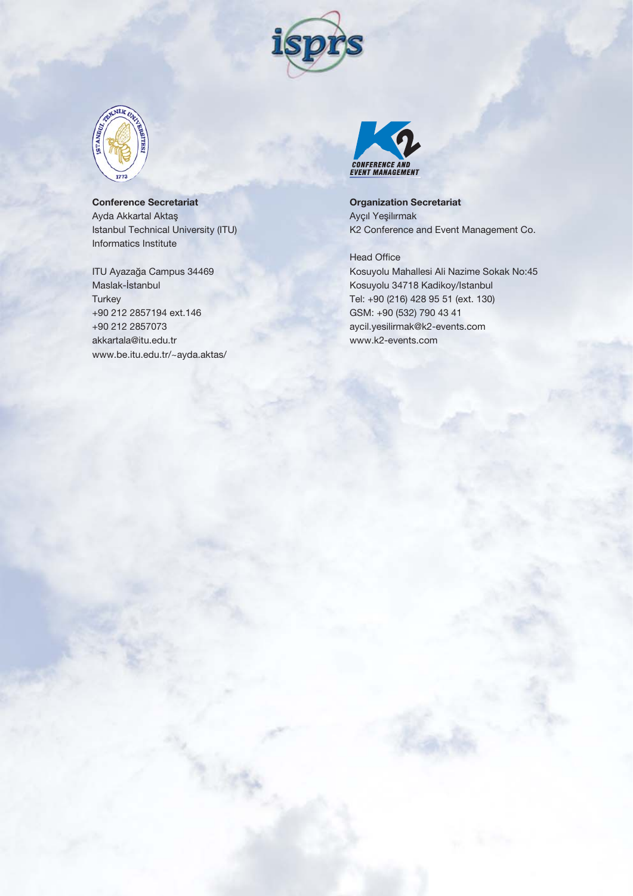**Conference Secretariat**
Ayda Akkartal Aktaş
Istanbul Technical University (ITU)
Informatics Institute

ITU Ayazağa Campus 34469
Maslak-İstanbul
Turkey
+90 212 2857194 ext.146
+90 212 2857073
akkartala@itu.edu.tr
www.be.itu.edu.tr/~ayda.aktas/

**Organization Secretariat**
Ayçıl Yeşilırmak
K2 Conference and Event Management Co.

Head Office
Kosuyolu Mahallesi Ali Nazime Sokak No:45
Kosuyolu 34718 Kadikoy/Istanbul
Tel: +90 (216) 428 95 51 (ext. 130)
GSM: +90 (532) 790 43 41
aycil.yesilirmak@k2-events.com
www.k2-events.com